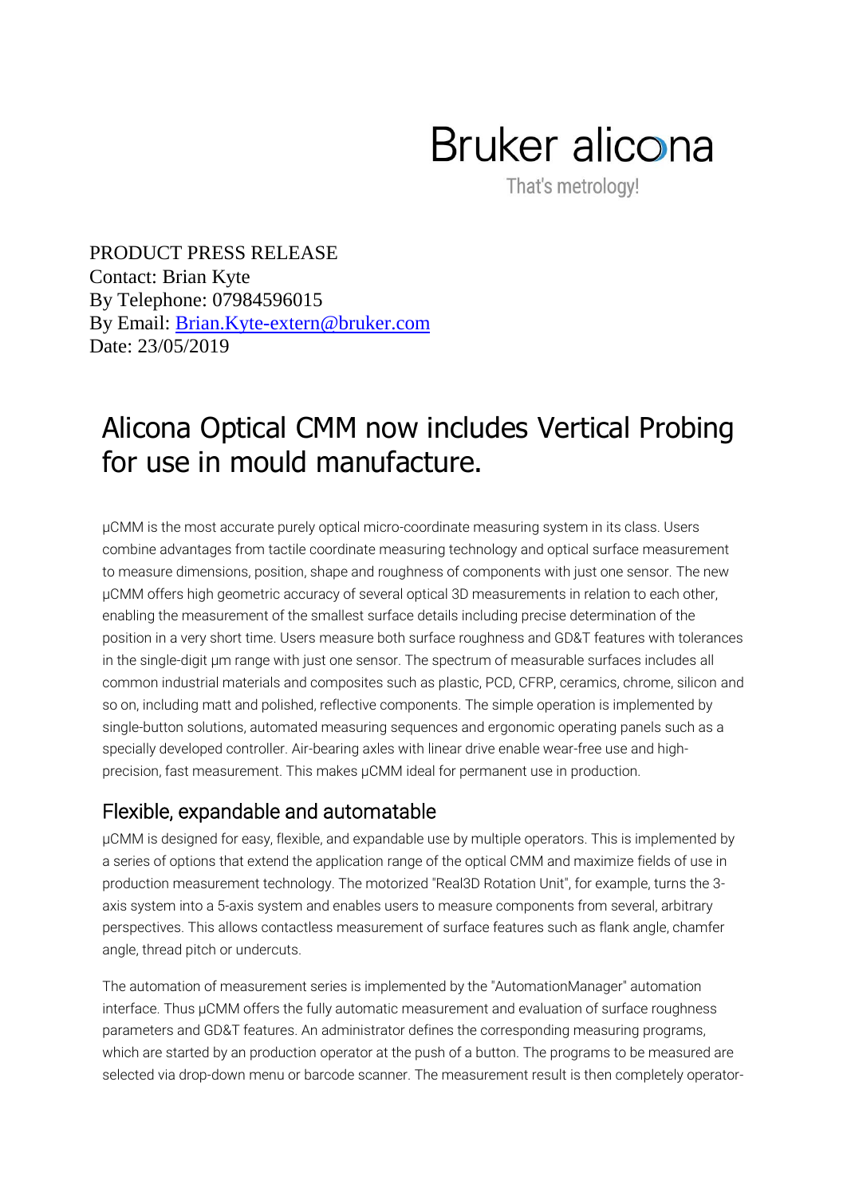Bruker alicona

That's metrology!

PRODUCT PRESS RELEASE
Contact: Brian Kyte
By Telephone: 07984596015
By Email: [Brian.Kyte-extern@bruker.com](mailto:Brian.Kyte-extern@bruker.com)
Date: 23/05/2019

# Alicona Optical CMM now includes Vertical Probing for use in mould manufacture.

µCMM is the most accurate purely optical micro-coordinate measuring system in its class. Users combine advantages from tactile coordinate measuring technology and optical surface measurement to measure dimensions, position, shape and roughness of components with just one sensor. The new µCMM offers high geometric accuracy of several optical 3D measurements in relation to each other, enabling the measurement of the smallest surface details including precise determination of the position in a very short time. Users measure both surface roughness and GD&T features with tolerances in the single-digit µm range with just one sensor. The spectrum of measurable surfaces includes all common industrial materials and composites such as plastic, PCD, CFRP, ceramics, chrome, silicon and so on, including matt and polished, reflective components. The simple operation is implemented by single-button solutions, automated measuring sequences and ergonomic operating panels such as a specially developed controller. Air-bearing axles with linear drive enable wear-free use and high-precision, fast measurement. This makes µCMM ideal for permanent use in production.

## Flexible, expandable and automatable

µCMM is designed for easy, flexible, and expandable use by multiple operators. This is implemented by a series of options that extend the application range of the optical CMM and maximize fields of use in production measurement technology. The motorized "Real3D Rotation Unit", for example, turns the 3-axis system into a 5-axis system and enables users to measure components from several, arbitrary perspectives. This allows contactless measurement of surface features such as flank angle, chamfer angle, thread pitch or undercuts.

The automation of measurement series is implemented by the "AutomationManager" automation interface. Thus µCMM offers the fully automatic measurement and evaluation of surface roughness parameters and GD&T features. An administrator defines the corresponding measuring programs, which are started by an production operator at the push of a button. The programs to be measured are selected via drop-down menu or barcode scanner. The measurement result is then completely operator-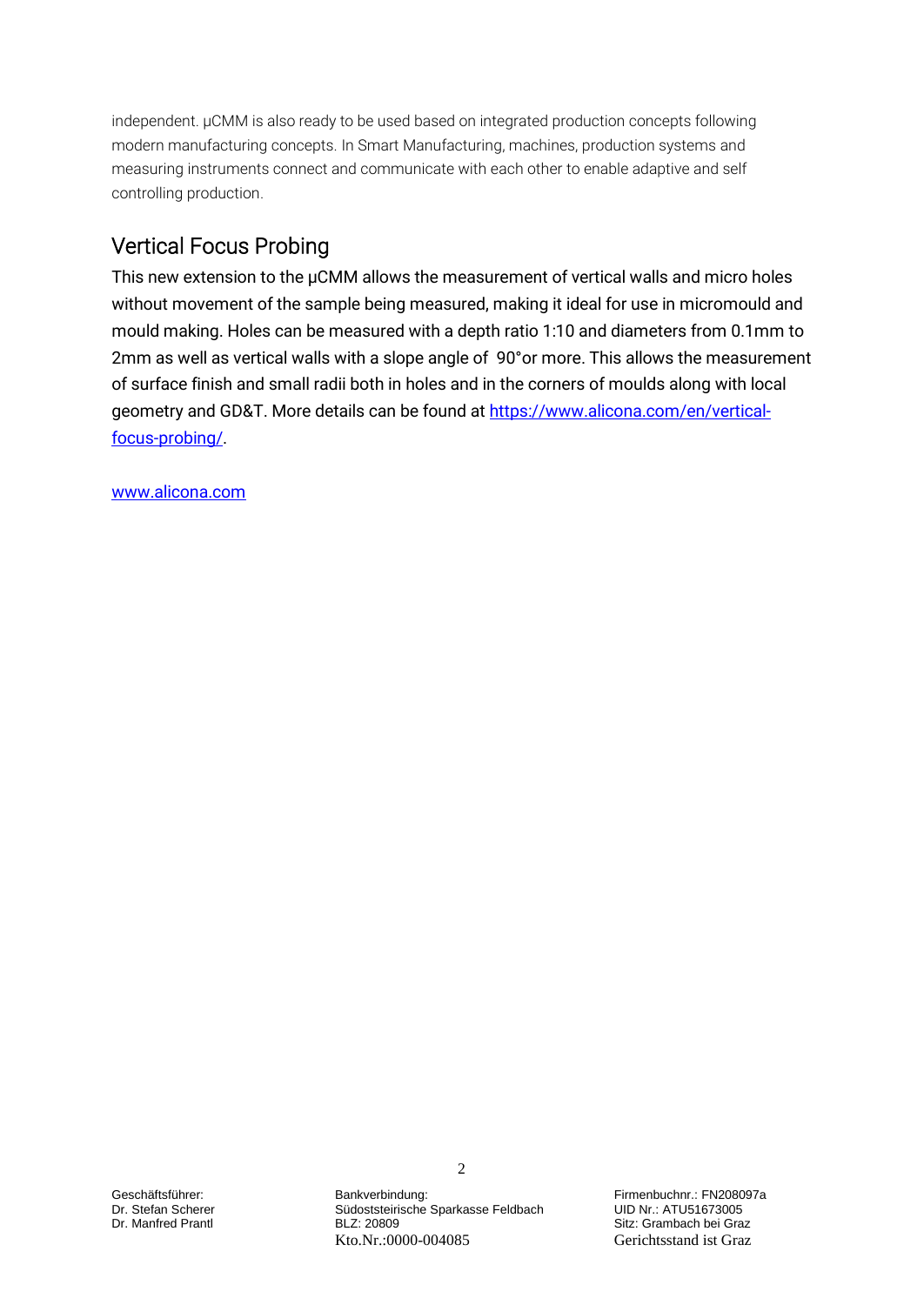independent. µCMM is also ready to be used based on integrated production concepts following modern manufacturing concepts. In Smart Manufacturing, machines, production systems and measuring instruments connect and communicate with each other to enable adaptive and self controlling production.

## Vertical Focus Probing

This new extension to the µCMM allows the measurement of vertical walls and micro holes without movement of the sample being measured, making it ideal for use in micromould and mould making. Holes can be measured with a depth ratio 1:10 and diameters from 0.1mm to 2mm as well as vertical walls with a slope angle of 90°or more. This allows the measurement of surface finish and small radii both in holes and in the corners of moulds along with local geometry and GD&T. More details can be found at [https://www.alicona.com/en/vertical-focus-probing/](https://www.alicona.com/en/vertical-focus-probing/).

[www.alicona.com](http://www.alicona.com)